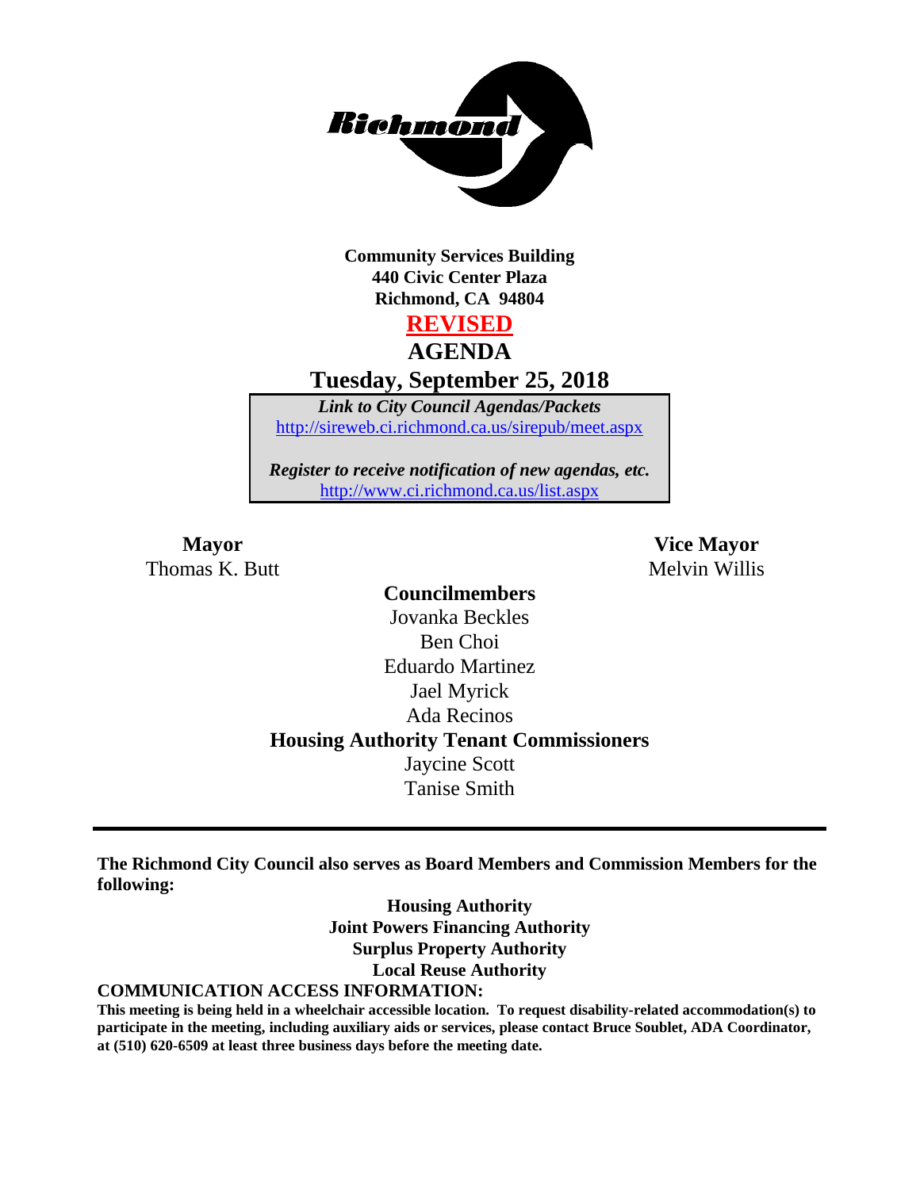Richmond

**Community Services Building**
**440 Civic Center Plaza**
**Richmond, CA 94804**

# REVISED

# AGENDA

## Tuesday, September 25, 2018

***Link to City Council Agendas/Packets***
http://sireweb.ci.richmond.ca.us/sirepub/meet.aspx

***Register to receive notification of new agendas, etc.***
http://www.ci.richmond.ca.us/list.aspx

**Mayor**
Thomas K. Butt

**Vice Mayor**
Melvin Willis

**Councilmembers**
Jovanka Beckles
Ben Choi
Eduardo Martinez
Jael Myrick
Ada Recinos

**Housing Authority Tenant Commissioners**
Jaycine Scott
Tanise Smith

---

**The Richmond City Council also serves as Board Members and Commission Members for the following:**

**Housing Authority**
**Joint Powers Financing Authority**
**Surplus Property Authority**
**Local Reuse Authority**

**COMMUNICATION ACCESS INFORMATION:**

**This meeting is being held in a wheelchair accessible location. To request disability-related accommodation(s) to participate in the meeting, including auxiliary aids or services, please contact Bruce Soublet, ADA Coordinator, at (510) 620-6509 at least three business days before the meeting date.**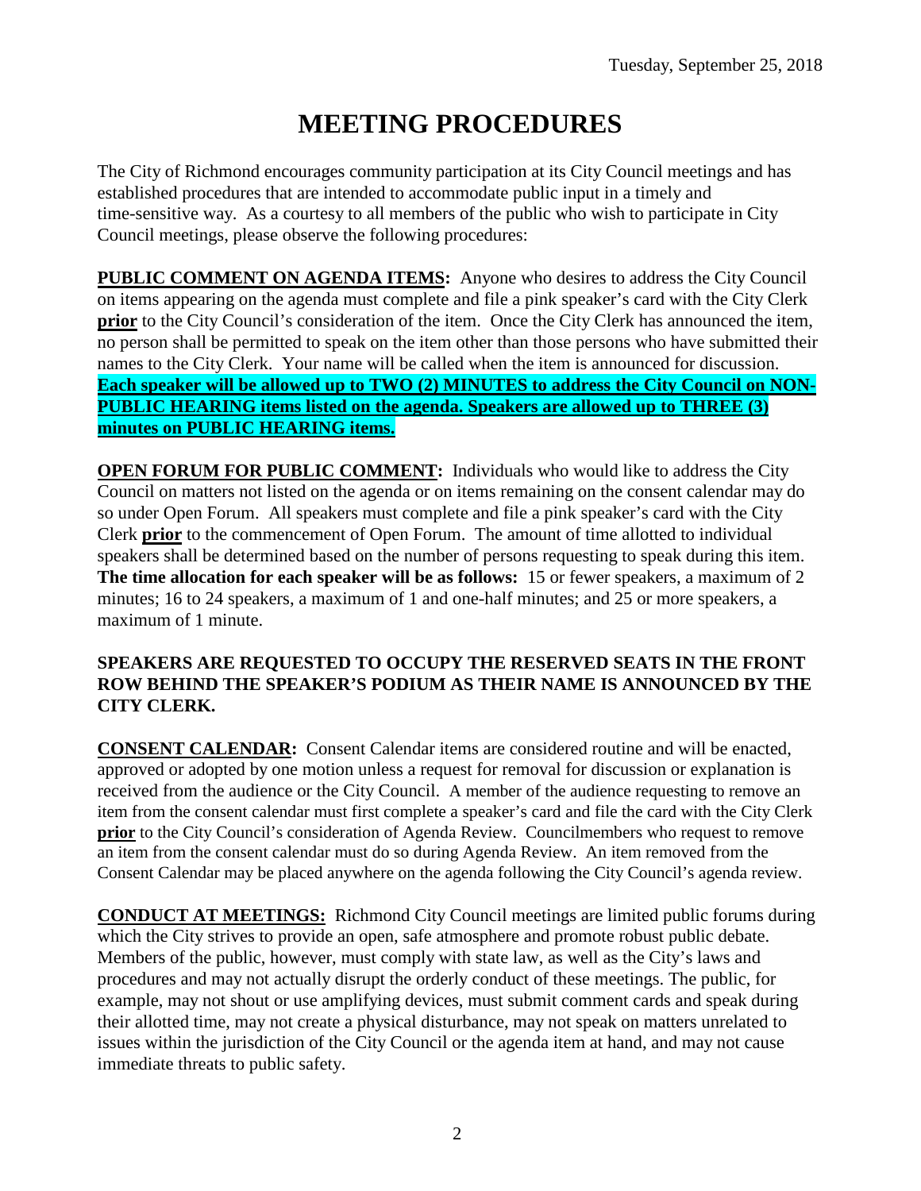Tuesday, September 25, 2018

# MEETING PROCEDURES

The City of Richmond encourages community participation at its City Council meetings and has established procedures that are intended to accommodate public input in a timely and time-sensitive way. As a courtesy to all members of the public who wish to participate in City Council meetings, please observe the following procedures:

**PUBLIC COMMENT ON AGENDA ITEMS:** Anyone who desires to address the City Council on items appearing on the agenda must complete and file a pink speaker's card with the City Clerk **prior** to the City Council's consideration of the item. Once the City Clerk has announced the item, no person shall be permitted to speak on the item other than those persons who have submitted their names to the City Clerk. Your name will be called when the item is announced for discussion. **Each speaker will be allowed up to TWO (2) MINUTES to address the City Council on NON-PUBLIC HEARING items listed on the agenda. Speakers are allowed up to THREE (3) minutes on PUBLIC HEARING items.**

**OPEN FORUM FOR PUBLIC COMMENT:** Individuals who would like to address the City Council on matters not listed on the agenda or on items remaining on the consent calendar may do so under Open Forum. All speakers must complete and file a pink speaker's card with the City Clerk **prior** to the commencement of Open Forum. The amount of time allotted to individual speakers shall be determined based on the number of persons requesting to speak during this item. **The time allocation for each speaker will be as follows:** 15 or fewer speakers, a maximum of 2 minutes; 16 to 24 speakers, a maximum of 1 and one-half minutes; and 25 or more speakers, a maximum of 1 minute.

**SPEAKERS ARE REQUESTED TO OCCUPY THE RESERVED SEATS IN THE FRONT ROW BEHIND THE SPEAKER'S PODIUM AS THEIR NAME IS ANNOUNCED BY THE CITY CLERK.**

**CONSENT CALENDAR:** Consent Calendar items are considered routine and will be enacted, approved or adopted by one motion unless a request for removal for discussion or explanation is received from the audience or the City Council. A member of the audience requesting to remove an item from the consent calendar must first complete a speaker's card and file the card with the City Clerk **prior** to the City Council's consideration of Agenda Review. Councilmembers who request to remove an item from the consent calendar must do so during Agenda Review. An item removed from the Consent Calendar may be placed anywhere on the agenda following the City Council's agenda review.

**CONDUCT AT MEETINGS:** Richmond City Council meetings are limited public forums during which the City strives to provide an open, safe atmosphere and promote robust public debate. Members of the public, however, must comply with state law, as well as the City's laws and procedures and may not actually disrupt the orderly conduct of these meetings. The public, for example, may not shout or use amplifying devices, must submit comment cards and speak during their allotted time, may not create a physical disturbance, may not speak on matters unrelated to issues within the jurisdiction of the City Council or the agenda item at hand, and may not cause immediate threats to public safety.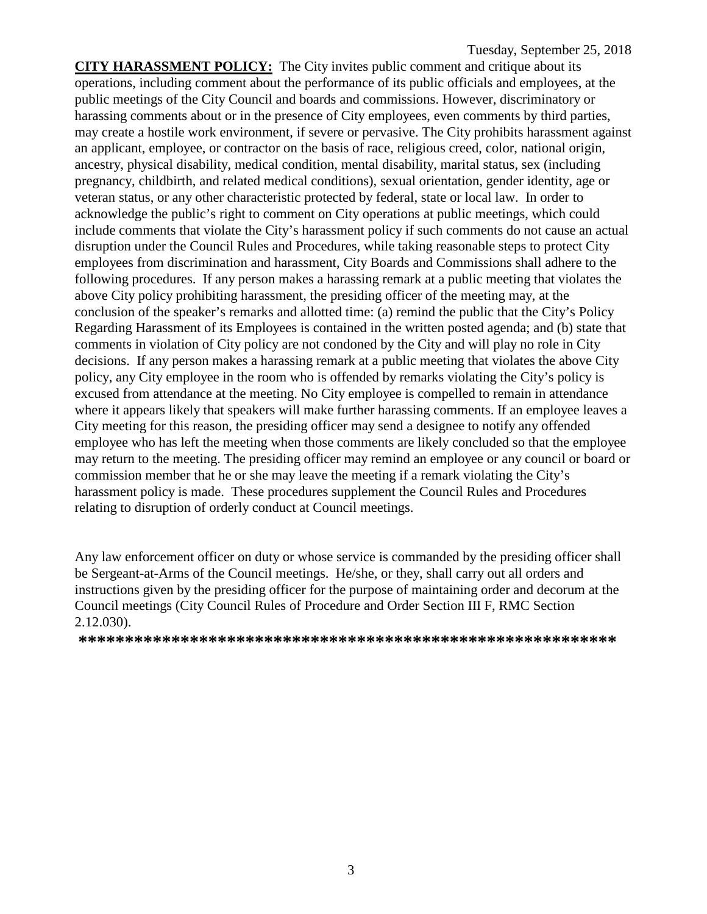**CITY HARASSMENT POLICY:** The City invites public comment and critique about its operations, including comment about the performance of its public officials and employees, at the public meetings of the City Council and boards and commissions. However, discriminatory or harassing comments about or in the presence of City employees, even comments by third parties, may create a hostile work environment, if severe or pervasive. The City prohibits harassment against an applicant, employee, or contractor on the basis of race, religious creed, color, national origin, ancestry, physical disability, medical condition, mental disability, marital status, sex (including pregnancy, childbirth, and related medical conditions), sexual orientation, gender identity, age or veteran status, or any other characteristic protected by federal, state or local law. In order to acknowledge the public's right to comment on City operations at public meetings, which could include comments that violate the City's harassment policy if such comments do not cause an actual disruption under the Council Rules and Procedures, while taking reasonable steps to protect City employees from discrimination and harassment, City Boards and Commissions shall adhere to the following procedures. If any person makes a harassing remark at a public meeting that violates the above City policy prohibiting harassment, the presiding officer of the meeting may, at the conclusion of the speaker's remarks and allotted time: (a) remind the public that the City's Policy Regarding Harassment of its Employees is contained in the written posted agenda; and (b) state that comments in violation of City policy are not condoned by the City and will play no role in City decisions. If any person makes a harassing remark at a public meeting that violates the above City policy, any City employee in the room who is offended by remarks violating the City's policy is excused from attendance at the meeting. No City employee is compelled to remain in attendance where it appears likely that speakers will make further harassing comments. If an employee leaves a City meeting for this reason, the presiding officer may send a designee to notify any offended employee who has left the meeting when those comments are likely concluded so that the employee may return to the meeting. The presiding officer may remind an employee or any council or board or commission member that he or she may leave the meeting if a remark violating the City's harassment policy is made. These procedures supplement the Council Rules and Procedures relating to disruption of orderly conduct at Council meetings.

Any law enforcement officer on duty or whose service is commanded by the presiding officer shall be Sergeant-at-Arms of the Council meetings. He/she, or they, shall carry out all orders and instructions given by the presiding officer for the purpose of maintaining order and decorum at the Council meetings (City Council Rules of Procedure and Order Section III F, RMC Section 2.12.030).

**\*\*\*\*\*\*\*\*\*\*\*\*\*\*\*\*\*\*\*\*\*\*\*\*\*\*\*\*\*\*\*\*\*\*\*\*\*\*\*\*\*\*\*\*\*\*\*\*\*\*\*\*\*\*\*\*\*\*\***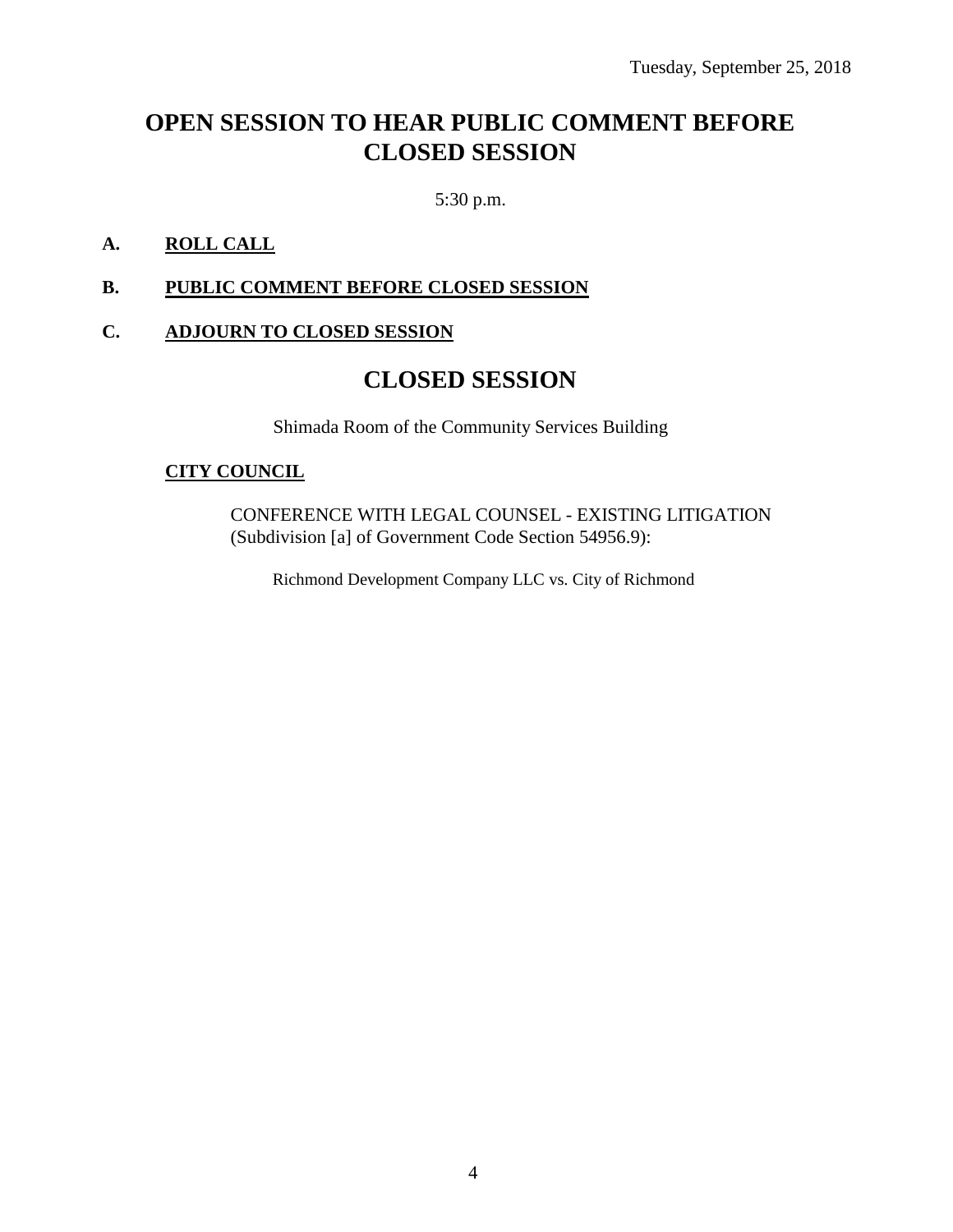Tuesday, September 25, 2018

# OPEN SESSION TO HEAR PUBLIC COMMENT BEFORE CLOSED SESSION

5:30 p.m.

**A. ROLL CALL**

**B. PUBLIC COMMENT BEFORE CLOSED SESSION**

**C. ADJOURN TO CLOSED SESSION**

# CLOSED SESSION

Shimada Room of the Community Services Building

**CITY COUNCIL**

CONFERENCE WITH LEGAL COUNSEL - EXISTING LITIGATION (Subdivision [a] of Government Code Section 54956.9):

Richmond Development Company LLC vs. City of Richmond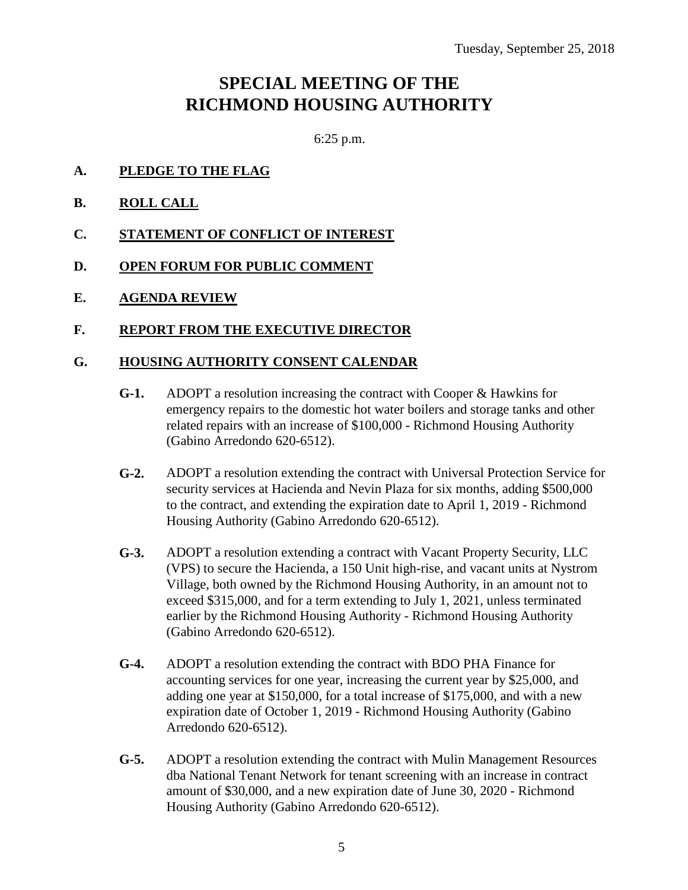Tuesday, September 25, 2018

# SPECIAL MEETING OF THE RICHMOND HOUSING AUTHORITY

6:25 p.m.

**A. PLEDGE TO THE FLAG**

**B. ROLL CALL**

**C. STATEMENT OF CONFLICT OF INTEREST**

**D. OPEN FORUM FOR PUBLIC COMMENT**

**E. AGENDA REVIEW**

**F. REPORT FROM THE EXECUTIVE DIRECTOR**

**G. HOUSING AUTHORITY CONSENT CALENDAR**

**G-1.** ADOPT a resolution increasing the contract with Cooper & Hawkins for emergency repairs to the domestic hot water boilers and storage tanks and other related repairs with an increase of $100,000 - Richmond Housing Authority (Gabino Arredondo 620-6512).

**G-2.** ADOPT a resolution extending the contract with Universal Protection Service for security services at Hacienda and Nevin Plaza for six months, adding $500,000 to the contract, and extending the expiration date to April 1, 2019 - Richmond Housing Authority (Gabino Arredondo 620-6512).

**G-3.** ADOPT a resolution extending a contract with Vacant Property Security, LLC (VPS) to secure the Hacienda, a 150 Unit high-rise, and vacant units at Nystrom Village, both owned by the Richmond Housing Authority, in an amount not to exceed $315,000, and for a term extending to July 1, 2021, unless terminated earlier by the Richmond Housing Authority - Richmond Housing Authority (Gabino Arredondo 620-6512).

**G-4.** ADOPT a resolution extending the contract with BDO PHA Finance for accounting services for one year, increasing the current year by $25,000, and adding one year at $150,000, for a total increase of $175,000, and with a new expiration date of October 1, 2019 - Richmond Housing Authority (Gabino Arredondo 620-6512).

**G-5.** ADOPT a resolution extending the contract with Mulin Management Resources dba National Tenant Network for tenant screening with an increase in contract amount of $30,000, and a new expiration date of June 30, 2020 - Richmond Housing Authority (Gabino Arredondo 620-6512).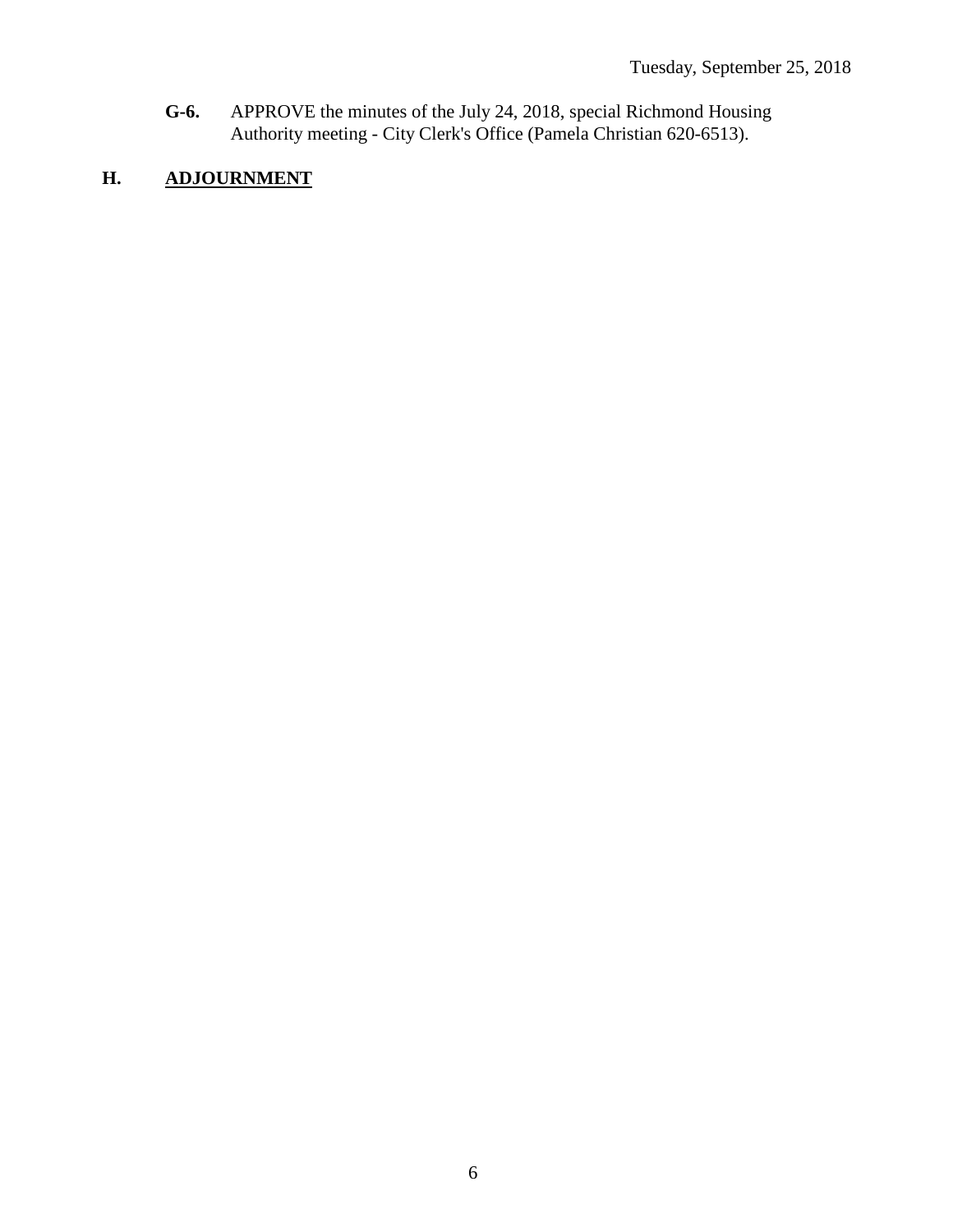**G-6.** APPROVE the minutes of the July 24, 2018, special Richmond Housing Authority meeting - City Clerk's Office (Pamela Christian 620-6513).

## H. ADJOURNMENT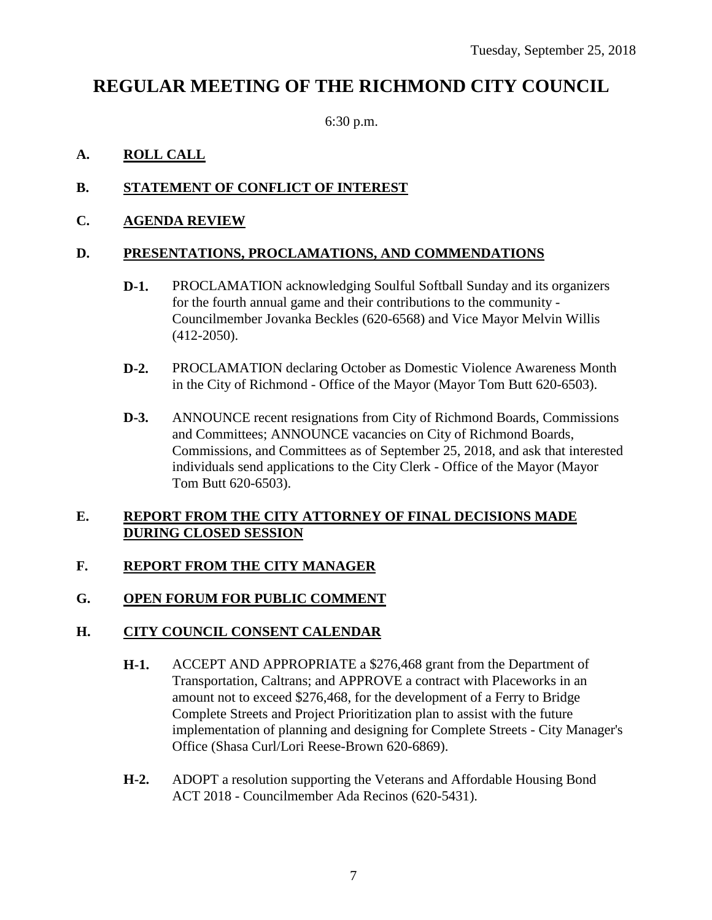Tuesday, September 25, 2018

# REGULAR MEETING OF THE RICHMOND CITY COUNCIL

6:30 p.m.

## A. ROLL CALL

## B. STATEMENT OF CONFLICT OF INTEREST

## C. AGENDA REVIEW

## D. PRESENTATIONS, PROCLAMATIONS, AND COMMENDATIONS

**D-1.** PROCLAMATION acknowledging Soulful Softball Sunday and its organizers for the fourth annual game and their contributions to the community - Councilmember Jovanka Beckles (620-6568) and Vice Mayor Melvin Willis (412-2050).

**D-2.** PROCLAMATION declaring October as Domestic Violence Awareness Month in the City of Richmond - Office of the Mayor (Mayor Tom Butt 620-6503).

**D-3.** ANNOUNCE recent resignations from City of Richmond Boards, Commissions and Committees; ANNOUNCE vacancies on City of Richmond Boards, Commissions, and Committees as of September 25, 2018, and ask that interested individuals send applications to the City Clerk - Office of the Mayor (Mayor Tom Butt 620-6503).

## E. REPORT FROM THE CITY ATTORNEY OF FINAL DECISIONS MADE DURING CLOSED SESSION

## F. REPORT FROM THE CITY MANAGER

## G. OPEN FORUM FOR PUBLIC COMMENT

## H. CITY COUNCIL CONSENT CALENDAR

**H-1.** ACCEPT AND APPROPRIATE a $276,468 grant from the Department of Transportation, Caltrans; and APPROVE a contract with Placeworks in an amount not to exceed $276,468, for the development of a Ferry to Bridge Complete Streets and Project Prioritization plan to assist with the future implementation of planning and designing for Complete Streets - City Manager's Office (Shasa Curl/Lori Reese-Brown 620-6869).

**H-2.** ADOPT a resolution supporting the Veterans and Affordable Housing Bond ACT 2018 - Councilmember Ada Recinos (620-5431).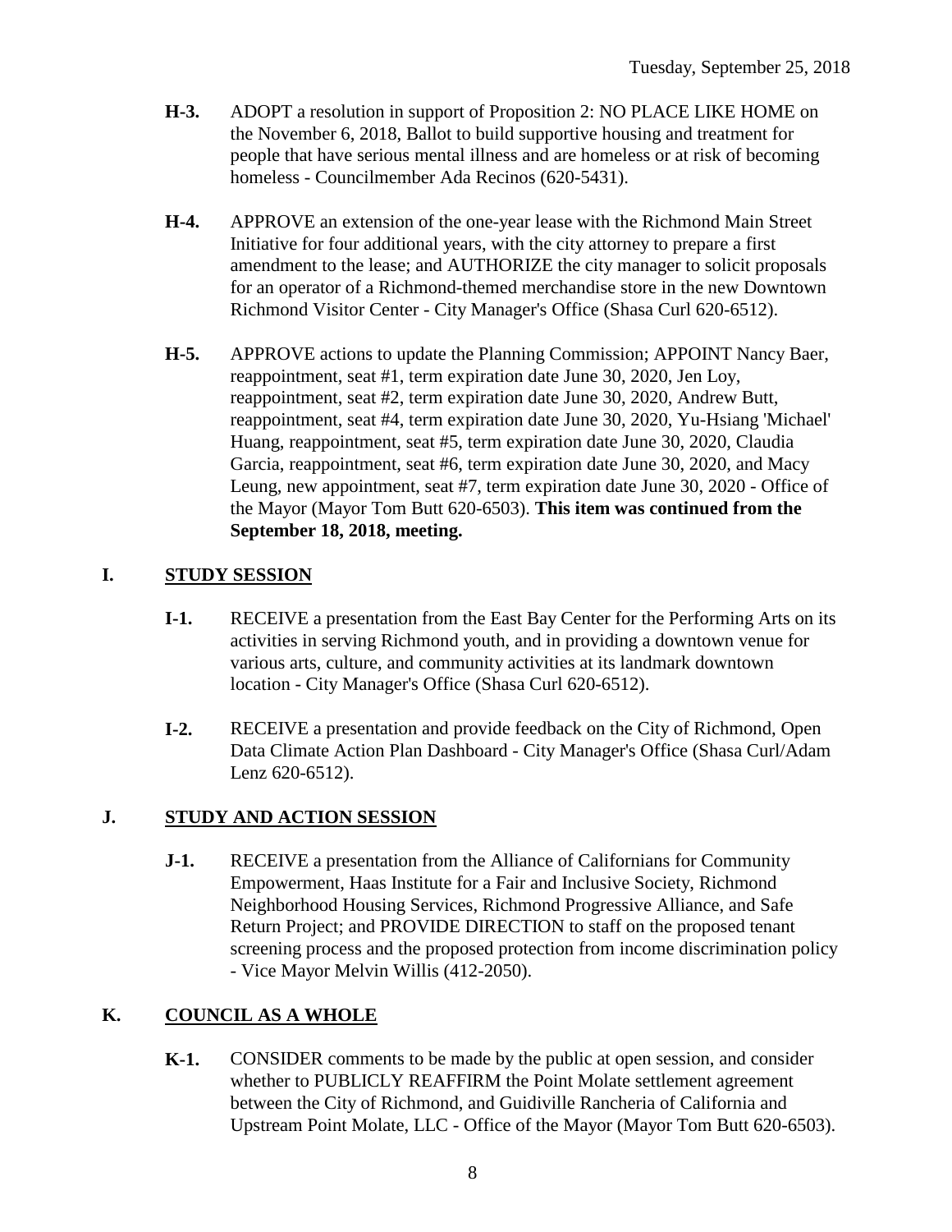**H-3.** ADOPT a resolution in support of Proposition 2: NO PLACE LIKE HOME on the November 6, 2018, Ballot to build supportive housing and treatment for people that have serious mental illness and are homeless or at risk of becoming homeless - Councilmember Ada Recinos (620-5431).

**H-4.** APPROVE an extension of the one-year lease with the Richmond Main Street Initiative for four additional years, with the city attorney to prepare a first amendment to the lease; and AUTHORIZE the city manager to solicit proposals for an operator of a Richmond-themed merchandise store in the new Downtown Richmond Visitor Center - City Manager's Office (Shasa Curl 620-6512).

**H-5.** APPROVE actions to update the Planning Commission; APPOINT Nancy Baer, reappointment, seat #1, term expiration date June 30, 2020, Jen Loy, reappointment, seat #2, term expiration date June 30, 2020, Andrew Butt, reappointment, seat #4, term expiration date June 30, 2020, Yu-Hsiang 'Michael' Huang, reappointment, seat #5, term expiration date June 30, 2020, Claudia Garcia, reappointment, seat #6, term expiration date June 30, 2020, and Macy Leung, new appointment, seat #7, term expiration date June 30, 2020 - Office of the Mayor (Mayor Tom Butt 620-6503). **This item was continued from the September 18, 2018, meeting.**

## I. STUDY SESSION

**I-1.** RECEIVE a presentation from the East Bay Center for the Performing Arts on its activities in serving Richmond youth, and in providing a downtown venue for various arts, culture, and community activities at its landmark downtown location - City Manager's Office (Shasa Curl 620-6512).

**I-2.** RECEIVE a presentation and provide feedback on the City of Richmond, Open Data Climate Action Plan Dashboard - City Manager's Office (Shasa Curl/Adam Lenz 620-6512).

## J. STUDY AND ACTION SESSION

**J-1.** RECEIVE a presentation from the Alliance of Californians for Community Empowerment, Haas Institute for a Fair and Inclusive Society, Richmond Neighborhood Housing Services, Richmond Progressive Alliance, and Safe Return Project; and PROVIDE DIRECTION to staff on the proposed tenant screening process and the proposed protection from income discrimination policy - Vice Mayor Melvin Willis (412-2050).

## K. COUNCIL AS A WHOLE

**K-1.** CONSIDER comments to be made by the public at open session, and consider whether to PUBLICLY REAFFIRM the Point Molate settlement agreement between the City of Richmond, and Guidiville Rancheria of California and Upstream Point Molate, LLC - Office of the Mayor (Mayor Tom Butt 620-6503).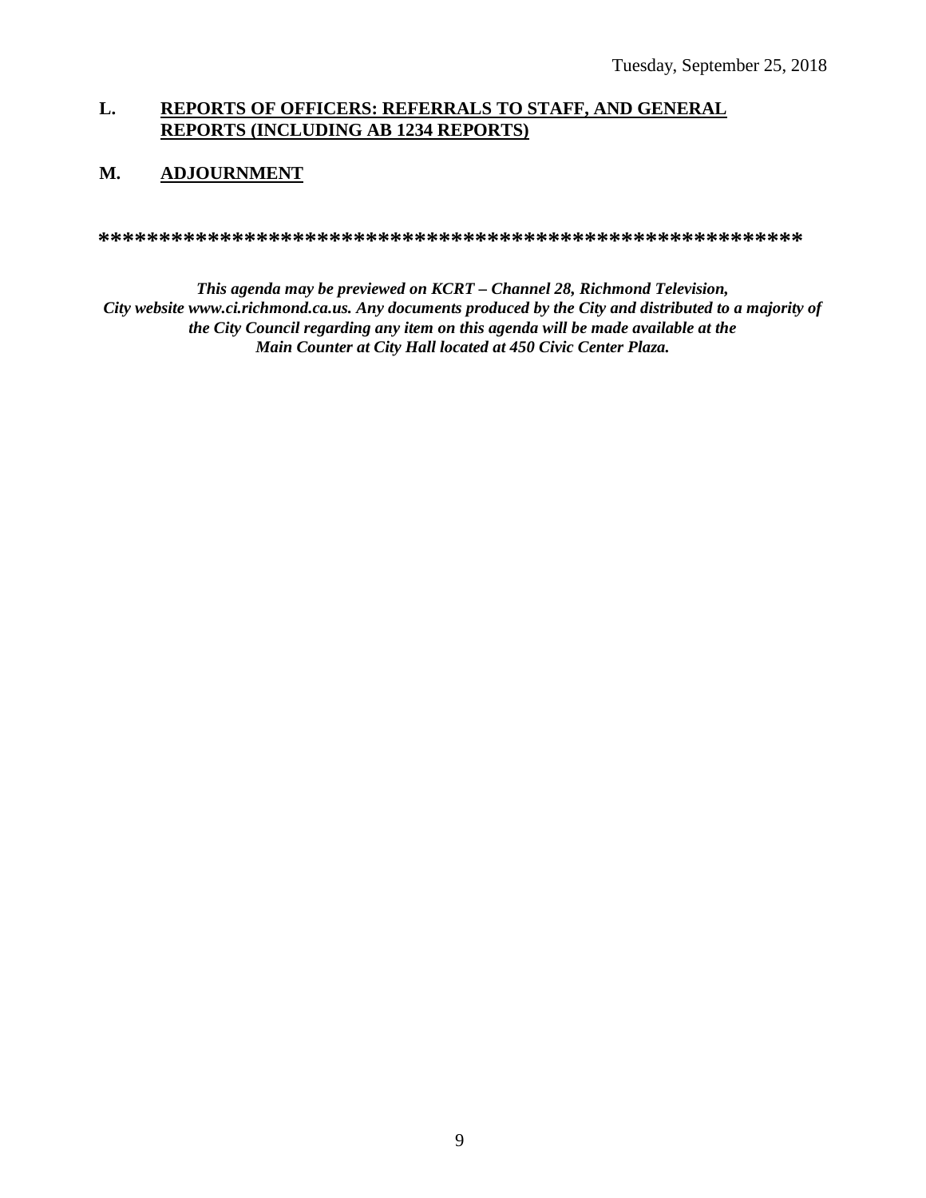## L. <u>REPORTS OF OFFICERS: REFERRALS TO STAFF, AND GENERAL REPORTS (INCLUDING AB 1234 REPORTS)</u>

## M. <u>ADJOURNMENT</u>

**\*\*\*\*\*\*\*\*\*\*\*\*\*\*\*\*\*\*\*\*\*\*\*\*\*\*\*\*\*\*\*\*\*\*\*\*\*\*\*\*\*\*\*\*\*\*\*\*\*\*\*\*\*\*\*\*\*\*\*\*\***

***This agenda may be previewed on KCRT – Channel 28, Richmond Television, City website www.ci.richmond.ca.us. Any documents produced by the City and distributed to a majority of the City Council regarding any item on this agenda will be made available at the Main Counter at City Hall located at 450 Civic Center Plaza.***